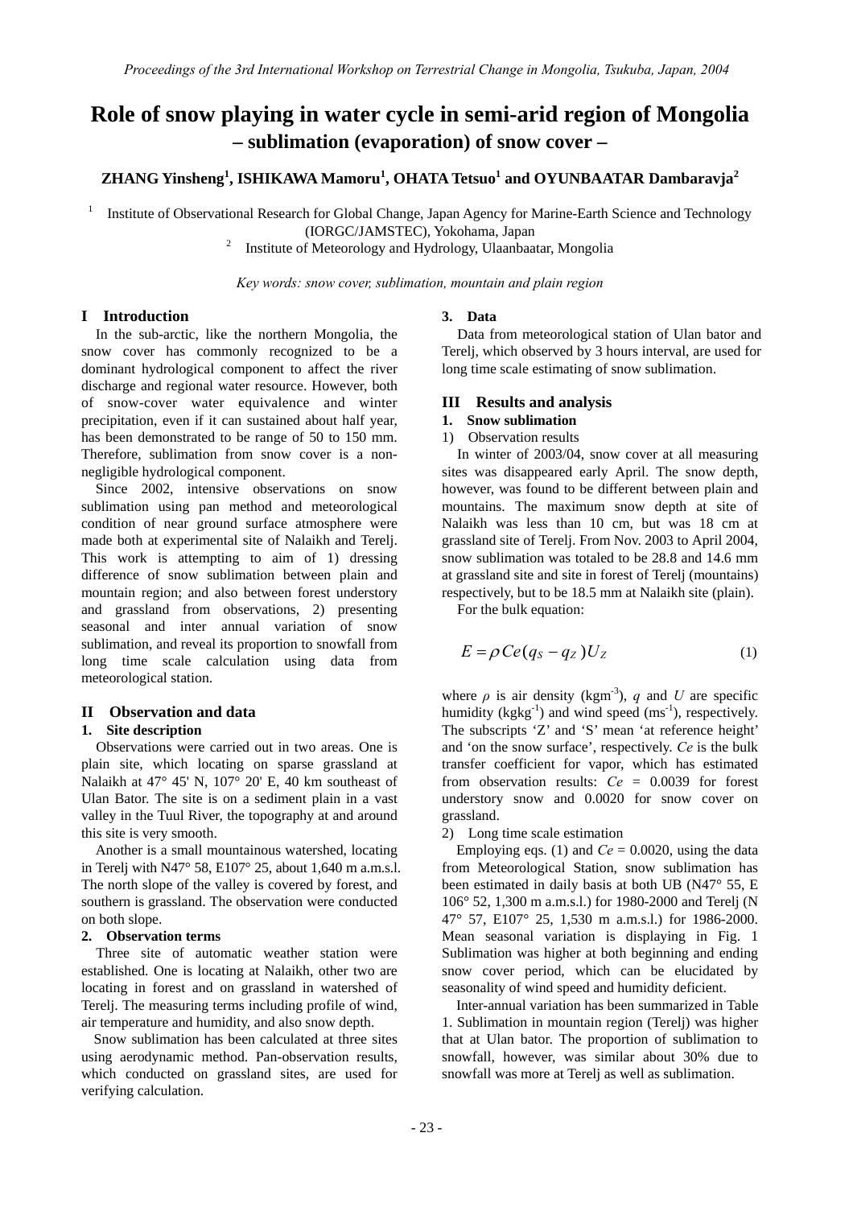# Role of snow playing in water cycle in semi-arid region of Mongolia
## – sublimation (evaporation) of snow cover –

**ZHANG Yinsheng[1], ISHIKAWA Mamoru[1], OHATA Tetsuo[1] and OYUNBAATAR Dambaravja[2]**

[1] Institute of Observational Research for Global Change, Japan Agency for Marine-Earth Science and Technology (IORGC/JAMSTEC), Yokohama, Japan
[2] Institute of Meteorology and Hydrology, Ulaanbaatar, Mongolia

*Key words: snow cover, sublimation, mountain and plain region*

## I Introduction

In the sub-arctic, like the northern Mongolia, the snow cover has commonly recognized to be a dominant hydrological component to affect the river discharge and regional water resource. However, both of snow-cover water equivalence and winter precipitation, even if it can sustained about half year, has been demonstrated to be range of 50 to 150 mm. Therefore, sublimation from snow cover is a non-negligible hydrological component.

Since 2002, intensive observations on snow sublimation using pan method and meteorological condition of near ground surface atmosphere were made both at experimental site of Nalaikh and Terelj. This work is attempting to aim of 1) dressing difference of snow sublimation between plain and mountain region; and also between forest understory and grassland from observations, 2) presenting seasonal and inter annual variation of snow sublimation, and reveal its proportion to snowfall from long time scale calculation using data from meteorological station.

## II Observation and data

### 1. Site description

Observations were carried out in two areas. One is plain site, which locating on sparse grassland at Nalaikh at 47° 45' N, 107° 20' E, 40 km southeast of Ulan Bator. The site is on a sediment plain in a vast valley in the Tuul River, the topography at and around this site is very smooth.

Another is a small mountainous watershed, locating in Terelj with N47° 58, E107° 25, about 1,640 m a.m.s.l. The north slope of the valley is covered by forest, and southern is grassland. The observation were conducted on both slope.

### 2. Observation terms

Three site of automatic weather station were established. One is locating at Nalaikh, other two are locating in forest and on grassland in watershed of Terelj. The measuring terms including profile of wind, air temperature and humidity, and also snow depth.

Snow sublimation has been calculated at three sites using aerodynamic method. Pan-observation results, which conducted on grassland sites, are used for verifying calculation.

### 3. Data

Data from meteorological station of Ulan bator and Terelj, which observed by 3 hours interval, are used for long time scale estimating of snow sublimation.

## III Results and analysis

### 1. Snow sublimation

1) Observation results

In winter of 2003/04, snow cover at all measuring sites was disappeared early April. The snow depth, however, was found to be different between plain and mountains. The maximum snow depth at site of Nalaikh was less than 10 cm, but was 18 cm at grassland site of Terelj. From Nov. 2003 to April 2004, snow sublimation was totaled to be 28.8 and 14.6 mm at grassland site and site in forest of Terelj (mountains) respectively, but to be 18.5 mm at Nalaikh site (plain).

For the bulk equation:

$$E = \rho Ce(q_S - q_Z)U_Z \tag{1}$$

where $\rho$ is air density ($kgm^{-3}$), $q$ and $U$ are specific humidity ($kgkg^{-1}$) and wind speed ($ms^{-1}$), respectively. The subscripts 'Z' and 'S' mean 'at reference height' and 'on the snow surface', respectively. $Ce$ is the bulk transfer coefficient for vapor, which has estimated from observation results: $Ce$ = 0.0039 for forest understory snow and 0.0020 for snow cover on grassland.

2) Long time scale estimation

Employing eqs. (1) and $Ce$ = 0.0020, using the data from Meteorological Station, snow sublimation has been estimated in daily basis at both UB (N47° 55, E 106° 52, 1,300 m a.m.s.l.) for 1980-2000 and Terelj (N 47° 57, E107° 25, 1,530 m a.m.s.l.) for 1986-2000. Mean seasonal variation is displaying in Fig. 1 Sublimation was higher at both beginning and ending snow cover period, which can be elucidated by seasonality of wind speed and humidity deficient.

Inter-annual variation has been summarized in Table 1. Sublimation in mountain region (Terelj) was higher that at Ulan bator. The proportion of sublimation to snowfall, however, was similar about 30% due to snowfall was more at Terelj as well as sublimation.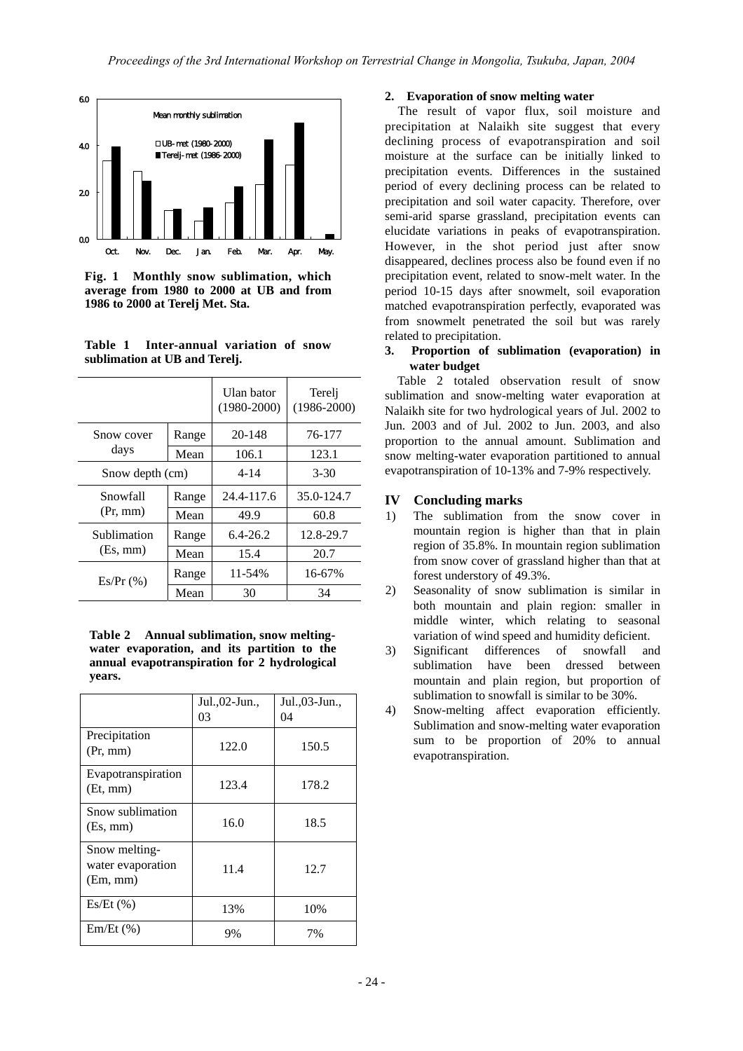Mean monthly sublimation

□ UB-met (1980-2000)
■ Terelj-met (1986-2000)

6.0
4.0
2.0
0.0

Oct. Nov. Dec. Jan. Feb. Mar. Apr. May.

**Fig. 1 Monthly snow sublimation, which average from 1980 to 2000 at UB and from 1986 to 2000 at Terelj Met. Sta.**

**Table 1 Inter-annual variation of snow sublimation at UB and Terelj.**

| | | Ulan bator (1980-2000) | Terelj (1986-2000) |
|---|---|---|---|
| Snow cover days | Range | 20-148 | 76-177 |
| | Mean | 106.1 | 123.1 |
| Snow depth (cm) | | 4-14 | 3-30 |
| Snowfall (Pr, mm) | Range | 24.4-117.6 | 35.0-124.7 |
| | Mean | 49.9 | 60.8 |
| Sublimation (Es, mm) | Range | 6.4-26.2 | 12.8-29.7 |
| | Mean | 15.4 | 20.7 |
| Es/Pr (%) | Range | 11-54% | 16-67% |
| | Mean | 30 | 34 |

**Table 2 Annual sublimation, snow melting-water evaporation, and its partition to the annual evapotranspiration for 2 hydrological years.**

| | Jul.,02-Jun., 03 | Jul.,03-Jun., 04 |
|---|---|---|
| Precipitation (Pr, mm) | 122.0 | 150.5 |
| Evapotranspiration (Et, mm) | 123.4 | 178.2 |
| Snow sublimation (Es, mm) | 16.0 | 18.5 |
| Snow melting-water evaporation (Em, mm) | 11.4 | 12.7 |
| Es/Et (%) | 13% | 10% |
| Em/Et (%) | 9% | 7% |

### 2. Evaporation of snow melting water

The result of vapor flux, soil moisture and precipitation at Nalaikh site suggest that every declining process of evapotranspiration and soil moisture at the surface can be initially linked to precipitation events. Differences in the sustained period of every declining process can be related to precipitation and soil water capacity. Therefore, over semi-arid sparse grassland, precipitation events can elucidate variations in peaks of evapotranspiration. However, in the shot period just after snow disappeared, declines process also be found even if no precipitation event, related to snow-melt water. In the period 10-15 days after snowmelt, soil evaporation matched evapotranspiration perfectly, evaporated was from snowmelt penetrated the soil but was rarely related to precipitation.

### 3. Proportion of sublimation (evaporation) in water budget

Table 2 totaled observation result of snow sublimation and snow-melting water evaporation at Nalaikh site for two hydrological years of Jul. 2002 to Jun. 2003 and of Jul. 2002 to Jun. 2003, and also proportion to the annual amount. Sublimation and snow melting-water evaporation partitioned to annual evapotranspiration of 10-13% and 7-9% respectively.

## IV Concluding marks

1) The sublimation from the snow cover in mountain region is higher than that in plain region of 35.8%. In mountain region sublimation from snow cover of grassland higher than that at forest understory of 49.3%.
2) Seasonality of snow sublimation is similar in both mountain and plain region: smaller in middle winter, which relating to seasonal variation of wind speed and humidity deficient.
3) Significant differences of snowfall and sublimation have been dressed between mountain and plain region, but proportion of sublimation to snowfall is similar to be 30%.
4) Snow-melting affect evaporation efficiently. Sublimation and snow-melting water evaporation sum to be proportion of 20% to annual evapotranspiration.